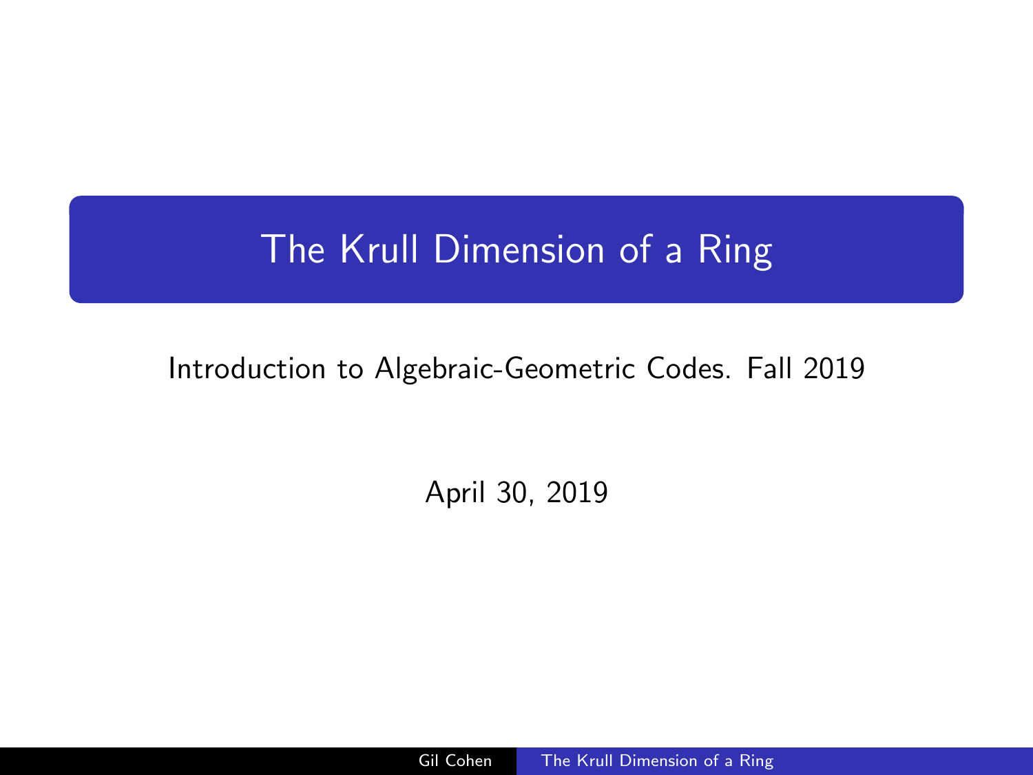# The Krull Dimension of a Ring

Introduction to Algebraic-Geometric Codes. Fall 2019

April 30, 2019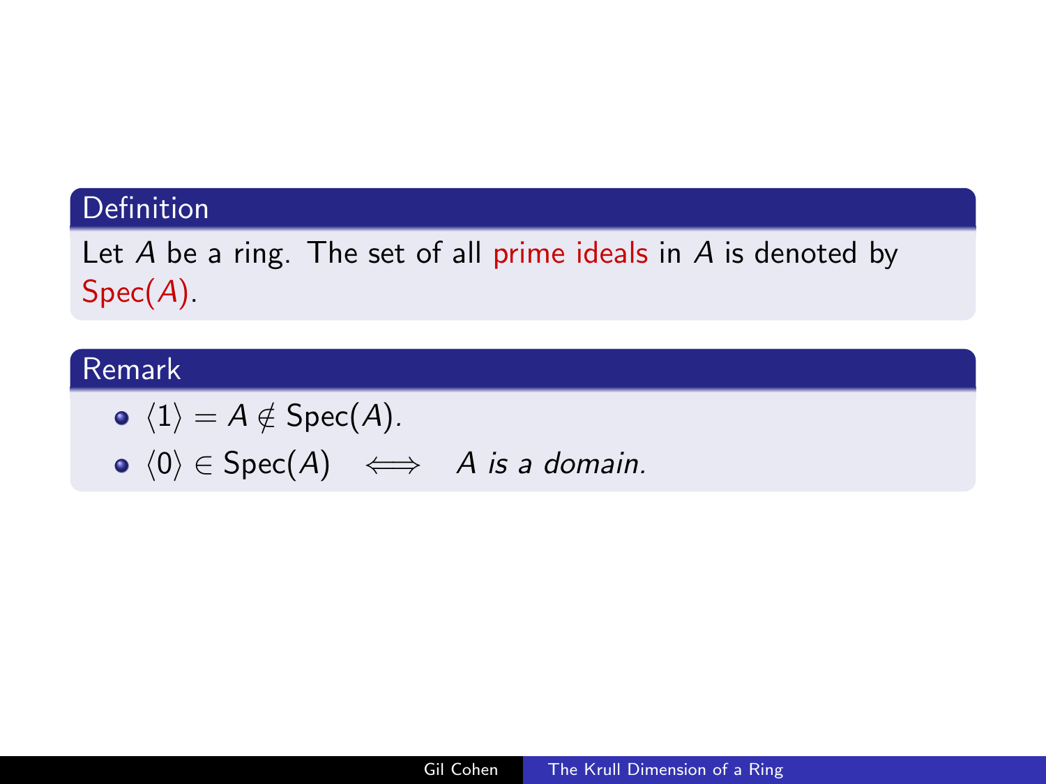**Definition**

Let $A$ be a ring. The set of all prime ideals in $A$ is denoted by $\mathrm{Spec}(A)$.

**Remark**

- $\langle 1 \rangle = A \notin \mathrm{Spec}(A)$.
- $\langle 0 \rangle \in \mathrm{Spec}(A) \iff A$ *is a domain.*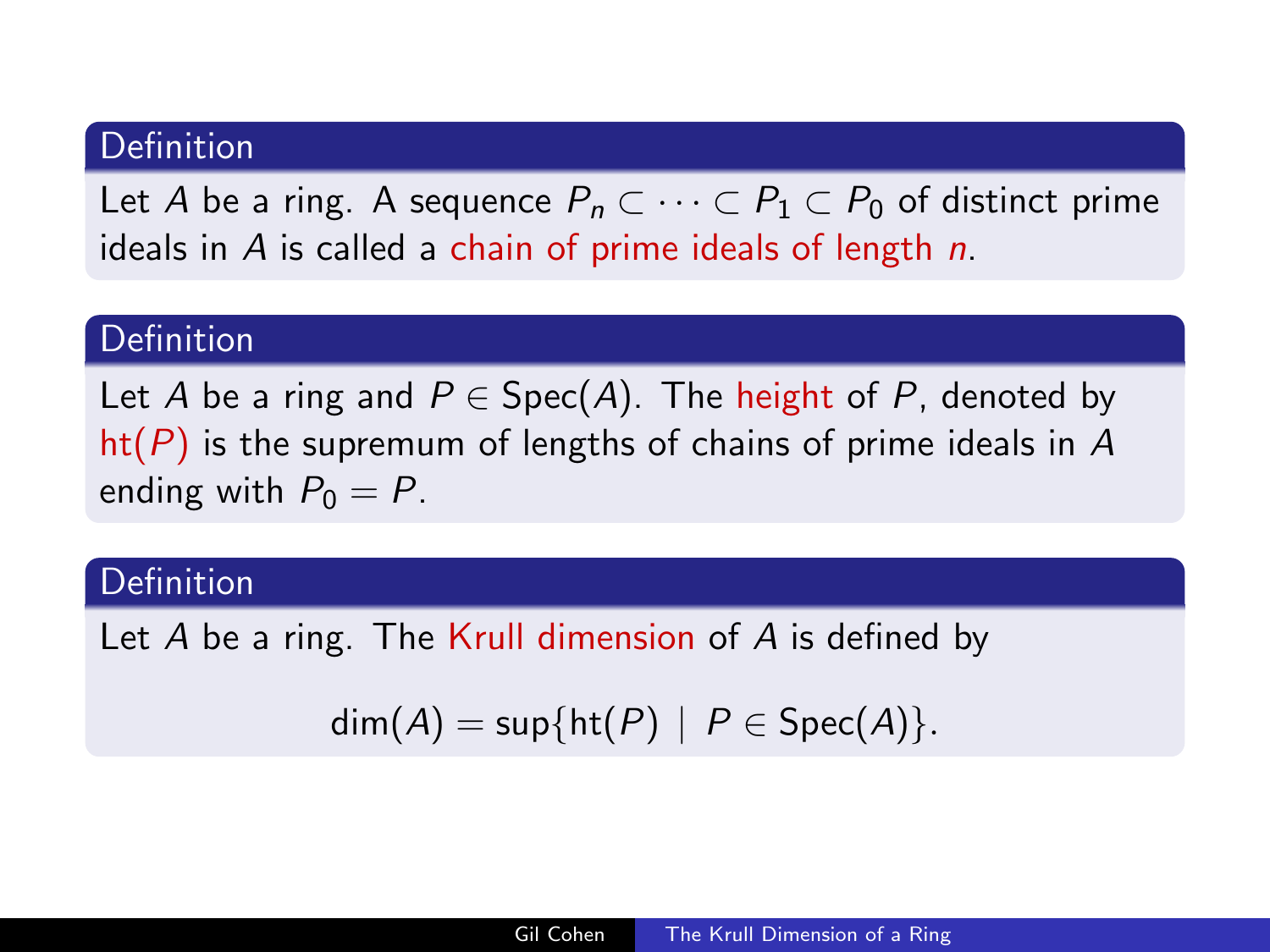### Definition

Let $A$ be a ring. A sequence $P_n \subset \cdots \subset P_1 \subset P_0$ of distinct prime ideals in $A$ is called a chain of prime ideals of length $n$.

### Definition

Let $A$ be a ring and $P \in \operatorname{Spec}(A)$. The height of $P$, denoted by $\operatorname{ht}(P)$ is the supremum of lengths of chains of prime ideals in $A$ ending with $P_0 = P$.

### Definition

Let $A$ be a ring. The Krull dimension of $A$ is defined by

$$\dim(A) = \sup\{\operatorname{ht}(P) \mid P \in \operatorname{Spec}(A)\}.$$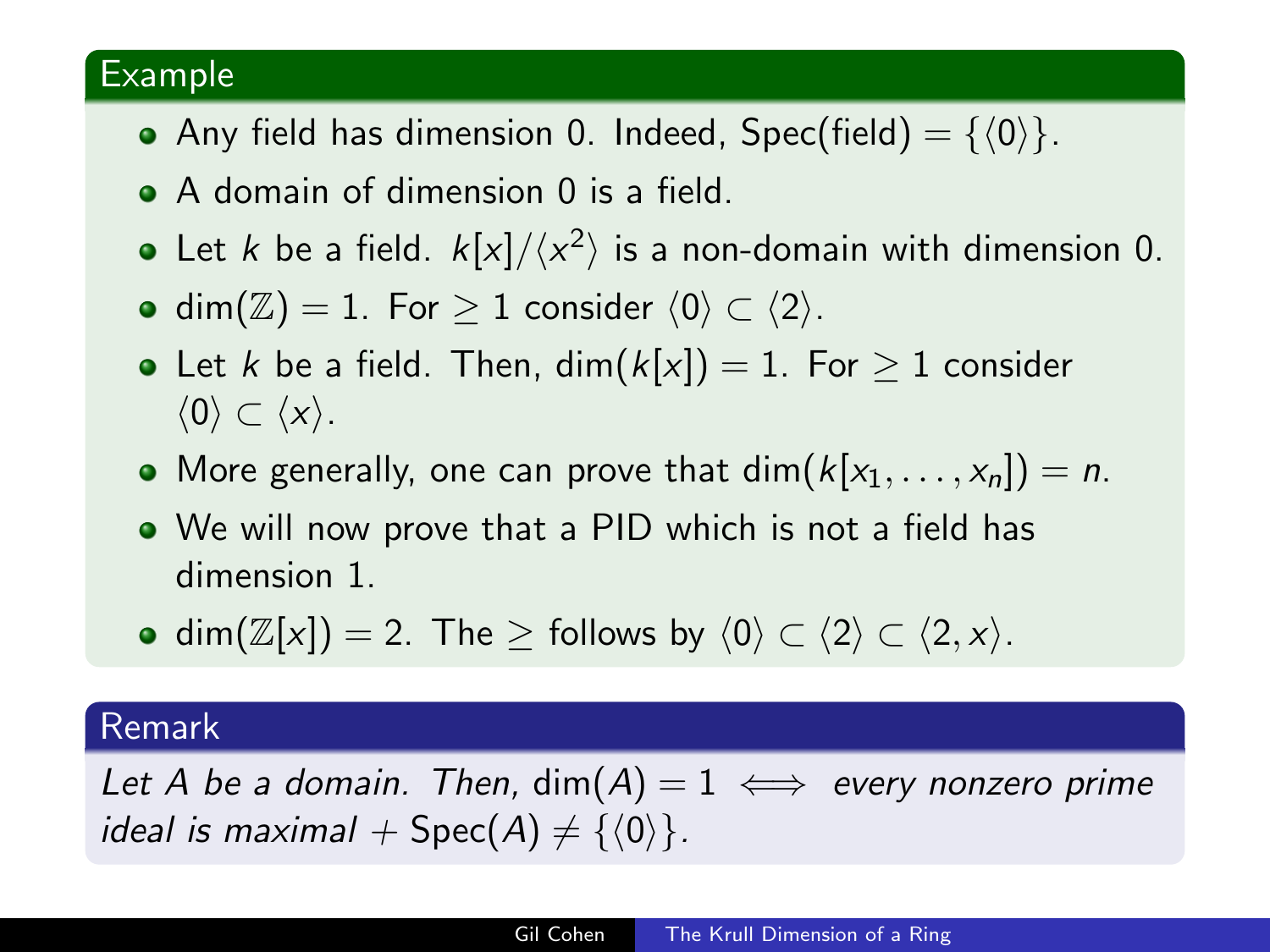## Example

- Any field has dimension 0. Indeed, $\text{Spec}(\text{field}) = \{\langle 0 \rangle\}$.
- A domain of dimension 0 is a field.
- Let $k$ be a field. $k[x]/\langle x^2 \rangle$ is a non-domain with dimension 0.
- $\dim(\mathbb{Z}) = 1$. For $\geq 1$ consider $\langle 0 \rangle \subset \langle 2 \rangle$.
- Let $k$ be a field. Then, $\dim(k[x]) = 1$. For $\geq 1$ consider $\langle 0 \rangle \subset \langle x \rangle$.
- More generally, one can prove that $\dim(k[x_1, \ldots, x_n]) = n$.
- We will now prove that a PID which is not a field has dimension 1.
- $\dim(\mathbb{Z}[x]) = 2$. The $\geq$ follows by $\langle 0 \rangle \subset \langle 2 \rangle \subset \langle 2, x \rangle$.

## Remark

*Let $A$ be a domain. Then,* $\dim(A) = 1 \iff$ *every nonzero prime ideal is maximal* $+$ $\text{Spec}(A) \neq \{\langle 0 \rangle\}$.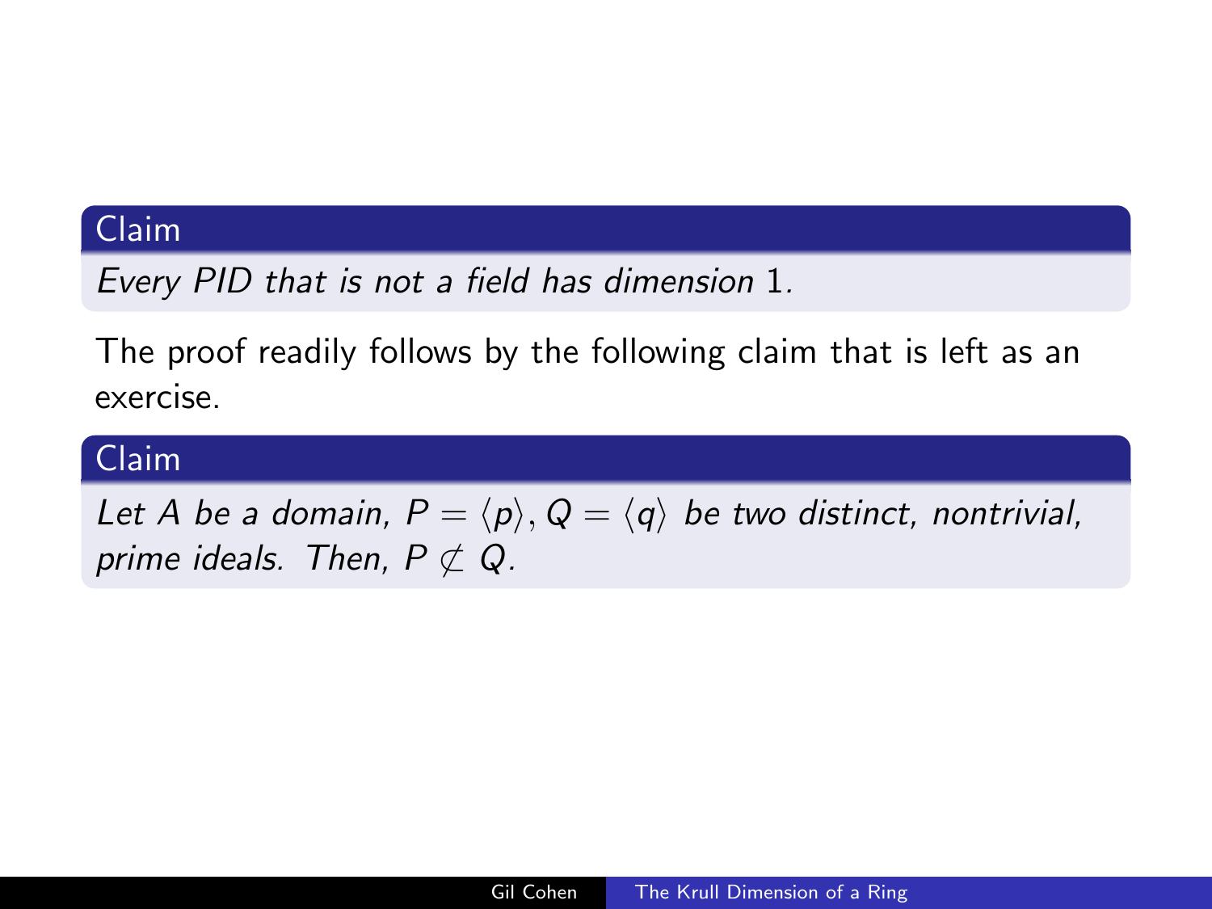**Claim**

*Every PID that is not a field has dimension* $1$.

The proof readily follows by the following claim that is left as an exercise.

**Claim**

*Let* $A$ *be a domain,* $P = \langle p \rangle, Q = \langle q \rangle$ *be two distinct, nontrivial, prime ideals. Then,* $P \not\subset Q$.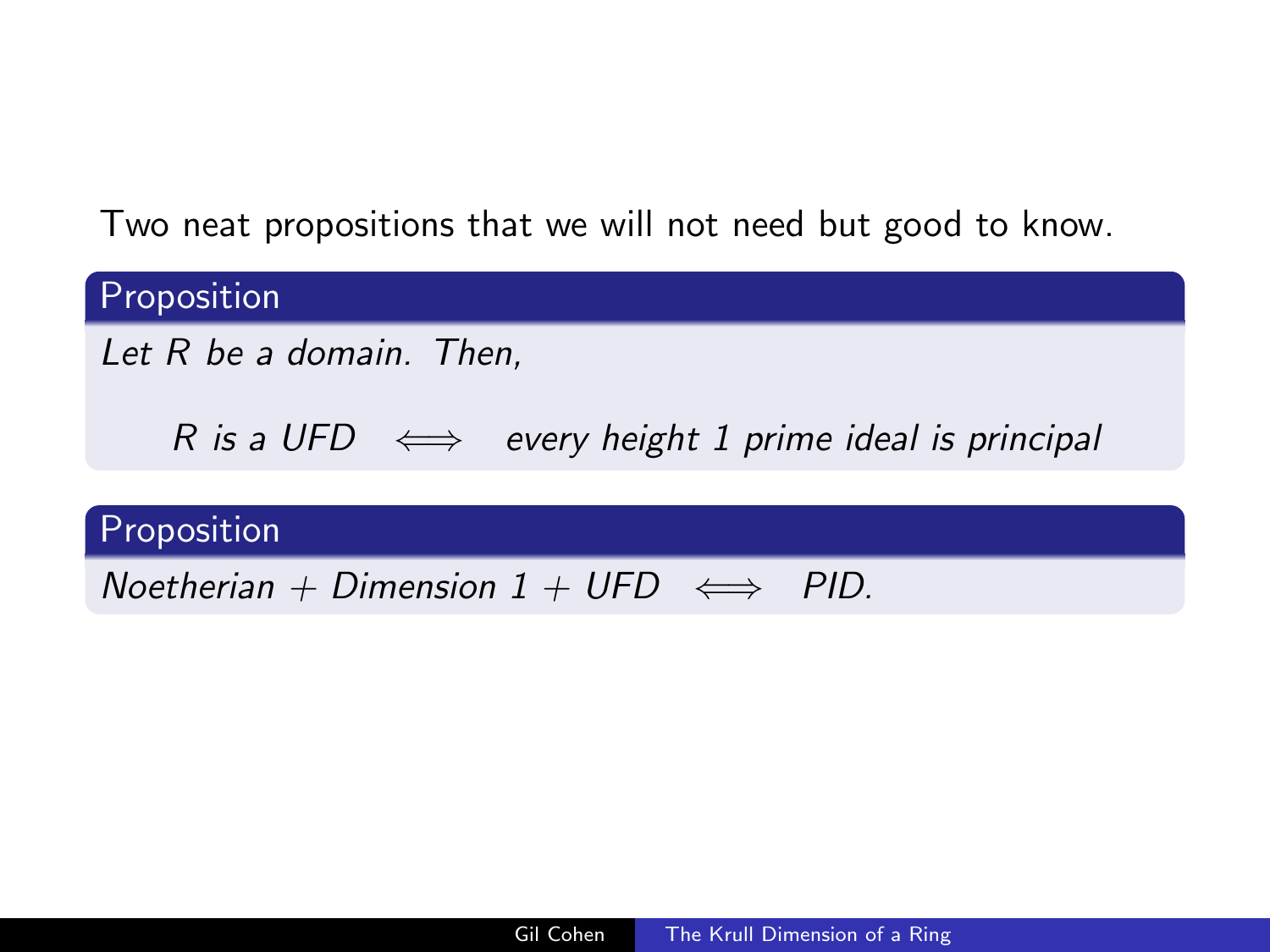Two neat propositions that we will not need but good to know.

**Proposition**

*Let $R$ be a domain. Then,*

$$R \text{ is a UFD} \iff \text{every height 1 prime ideal is principal}$$

**Proposition**

*Noetherian + Dimension 1 + UFD $\iff$ PID.*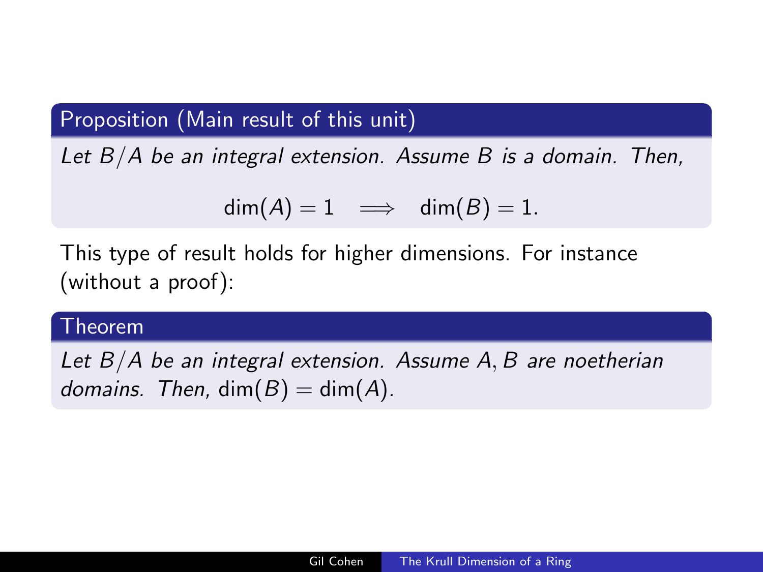**Proposition (Main result of this unit)**

*Let $B/A$ be an integral extension. Assume $B$ is a domain. Then,*

$$\dim(A) = 1 \implies \dim(B) = 1.$$

This type of result holds for higher dimensions. For instance (without a proof):

**Theorem**

*Let $B/A$ be an integral extension. Assume $A, B$ are noetherian domains. Then,* $\dim(B) = \dim(A)$.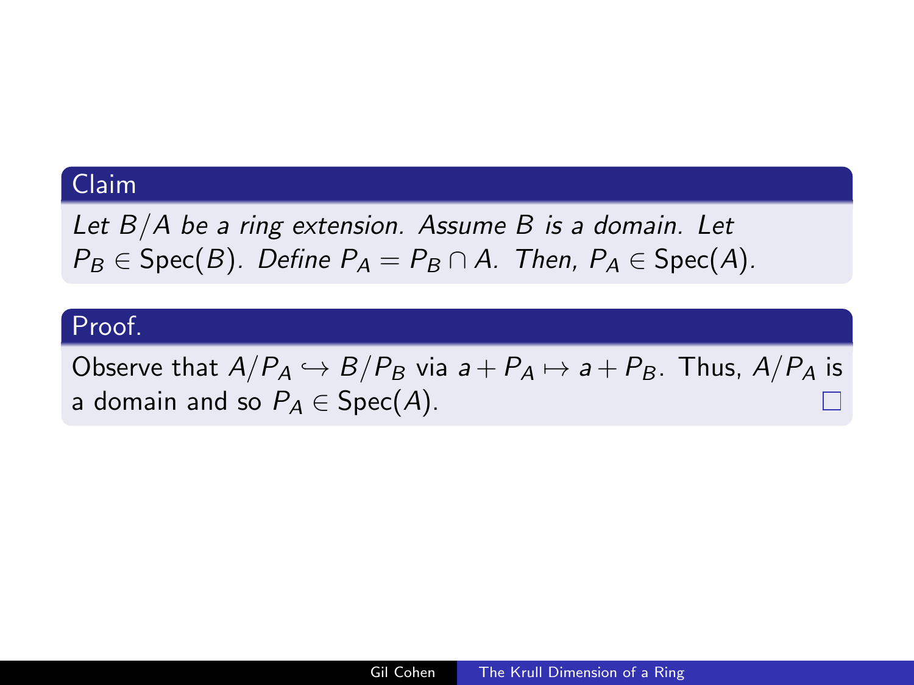**Claim**

*Let $B/A$ be a ring extension. Assume $B$ is a domain. Let $P_B \in \mathrm{Spec}(B)$. Define $P_A = P_B \cap A$. Then, $P_A \in \mathrm{Spec}(A)$.*

**Proof.**

Observe that $A/P_A \hookrightarrow B/P_B$ via $a + P_A \mapsto a + P_B$. Thus, $A/P_A$ is a domain and so $P_A \in \mathrm{Spec}(A)$. □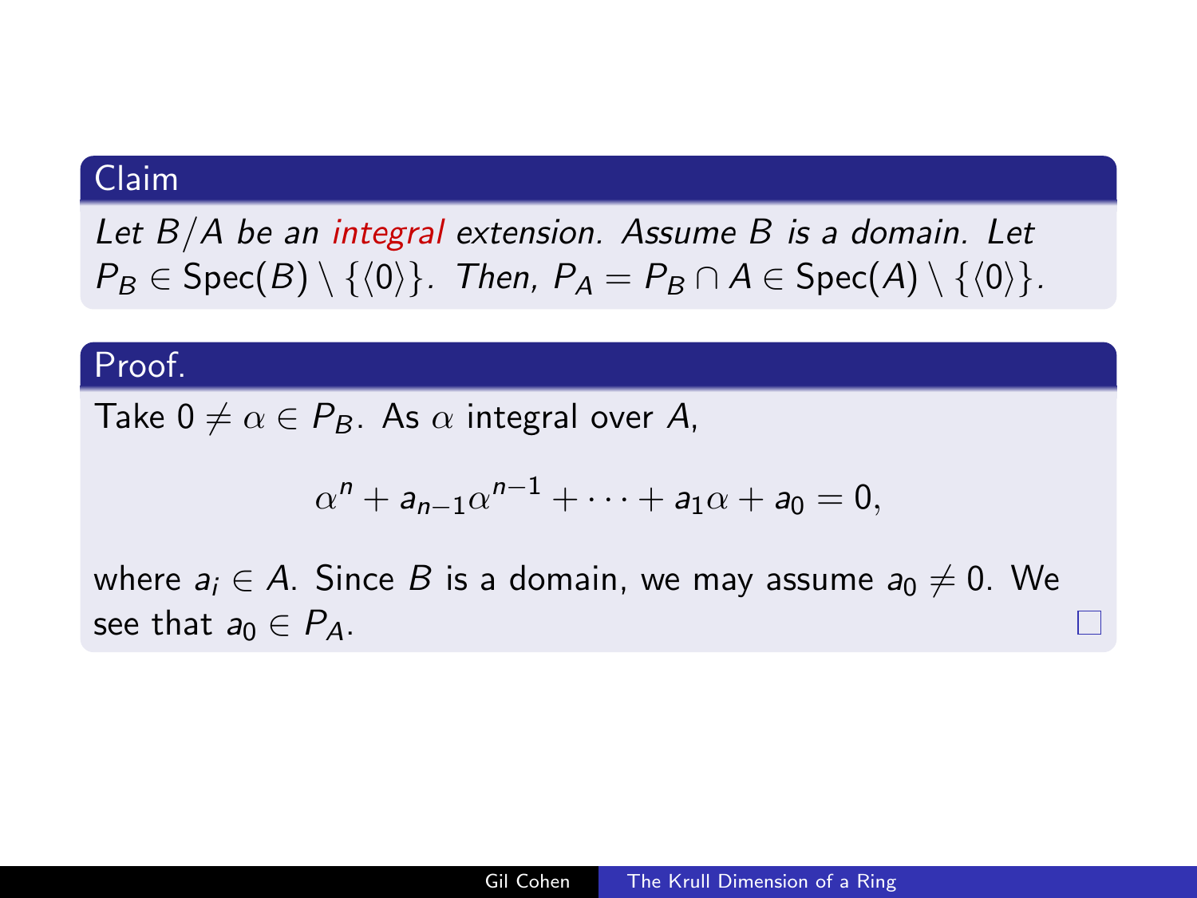**Claim**

*Let $B/A$ be an integral extension. Assume $B$ is a domain. Let $P_B \in \mathrm{Spec}(B) \setminus \{\langle 0 \rangle\}$. Then, $P_A = P_B \cap A \in \mathrm{Spec}(A) \setminus \{\langle 0 \rangle\}$.*

**Proof.**

Take $0 \neq \alpha \in P_B$. As $\alpha$ integral over $A$,

$$\alpha^n + a_{n-1}\alpha^{n-1} + \cdots + a_1\alpha + a_0 = 0,$$

where $a_i \in A$. Since $B$ is a domain, we may assume $a_0 \neq 0$. We see that $a_0 \in P_A$. □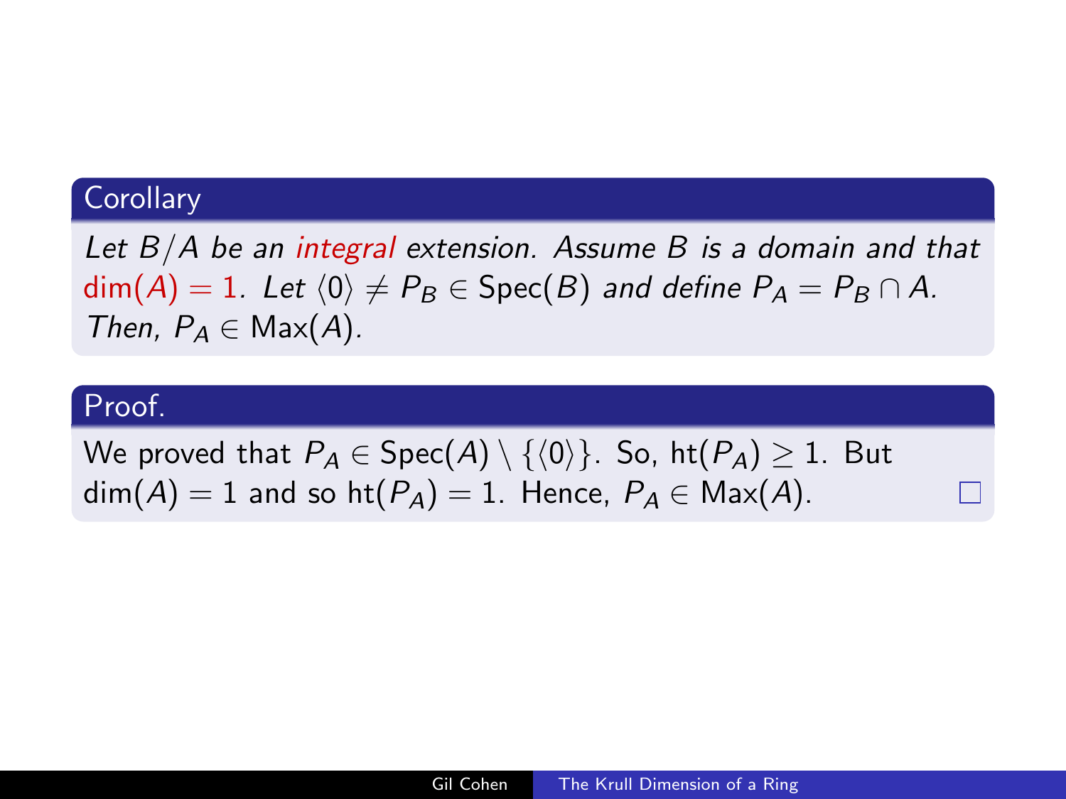**Corollary**

*Let $B/A$ be an integral extension. Assume $B$ is a domain and that $\dim(A) = 1$. Let $\langle 0 \rangle \neq P_B \in \mathrm{Spec}(B)$ and define $P_A = P_B \cap A$. Then, $P_A \in \mathrm{Max}(A)$.*

**Proof.**

We proved that $P_A \in \mathrm{Spec}(A) \setminus \{\langle 0 \rangle\}$. So, $\mathrm{ht}(P_A) \geq 1$. But $\dim(A) = 1$ and so $\mathrm{ht}(P_A) = 1$. Hence, $P_A \in \mathrm{Max}(A)$. □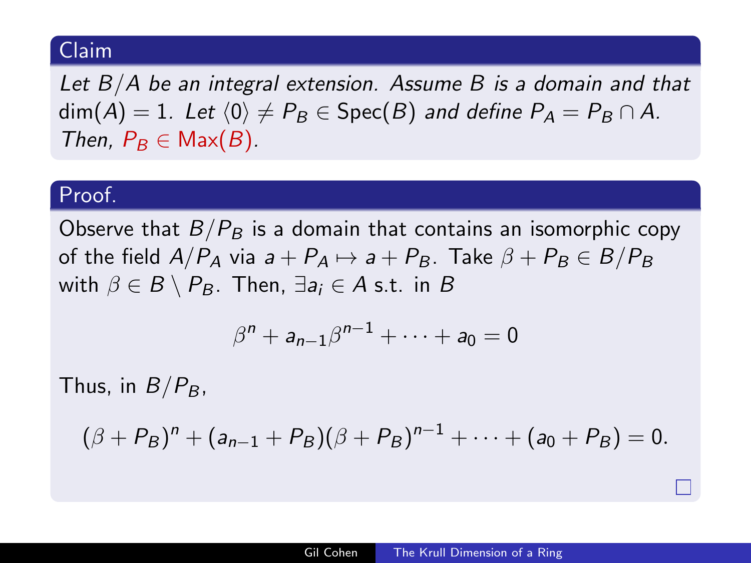### Claim

*Let $B/A$ be an integral extension. Assume $B$ is a domain and that $\dim(A) = 1$. Let $\langle 0 \rangle \neq P_B \in \text{Spec}(B)$ and define $P_A = P_B \cap A$. Then, $P_B \in \text{Max}(B)$.*

### Proof.

Observe that $B/P_B$ is a domain that contains an isomorphic copy of the field $A/P_A$ via $a + P_A \mapsto a + P_B$. Take $\beta + P_B \in B/P_B$ with $\beta \in B \setminus P_B$. Then, $\exists a_i \in A$ s.t. in $B$

$$\beta^n + a_{n-1}\beta^{n-1} + \cdots + a_0 = 0$$

Thus, in $B/P_B$,

$$(\beta + P_B)^n + (a_{n-1} + P_B)(\beta + P_B)^{n-1} + \cdots + (a_0 + P_B) = 0.$$

□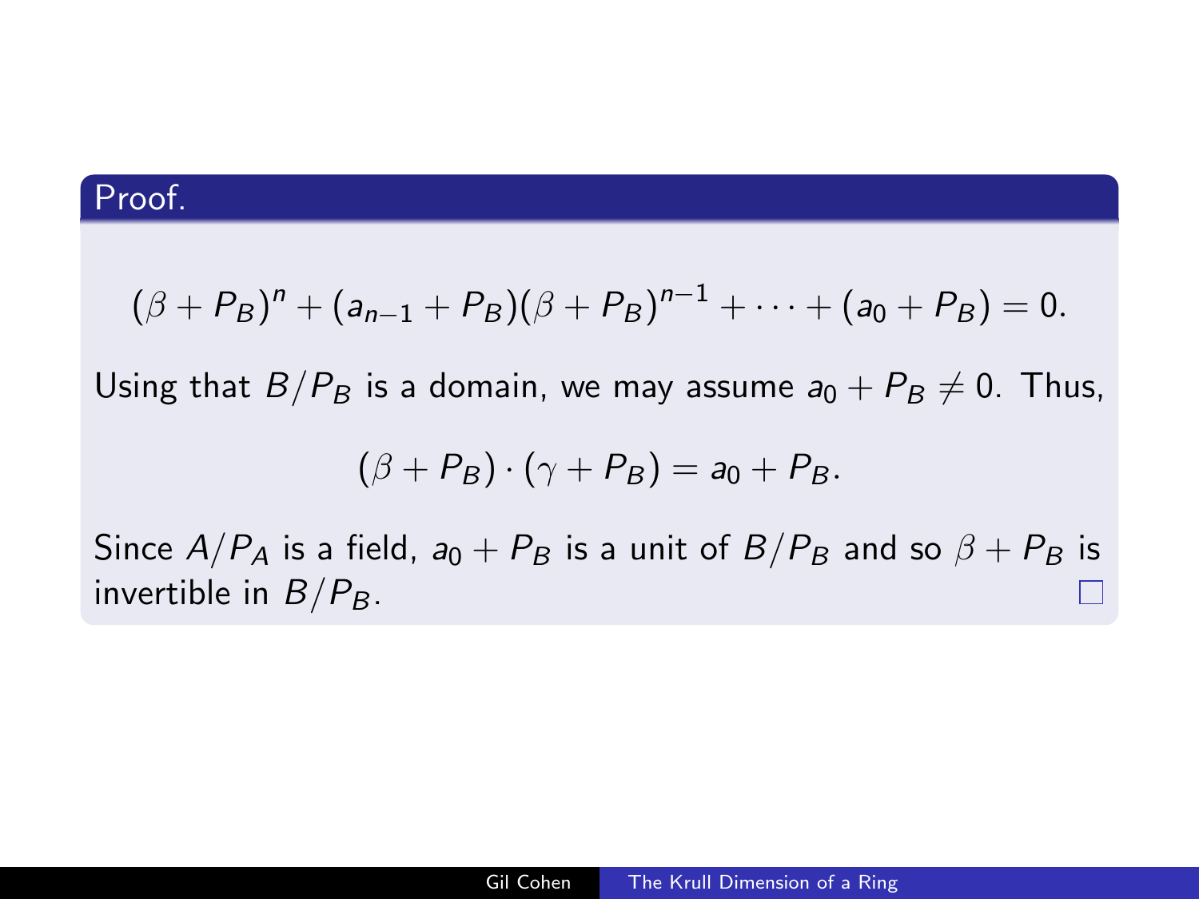**Proof.**

$$(\beta + P_B)^n + (a_{n-1} + P_B)(\beta + P_B)^{n-1} + \cdots + (a_0 + P_B) = 0.$$

Using that $B/P_B$ is a domain, we may assume $a_0 + P_B \neq 0$. Thus,

$$(\beta + P_B) \cdot (\gamma + P_B) = a_0 + P_B.$$

Since $A/P_A$ is a field, $a_0 + P_B$ is a unit of $B/P_B$ and so $\beta + P_B$ is invertible in $B/P_B$. □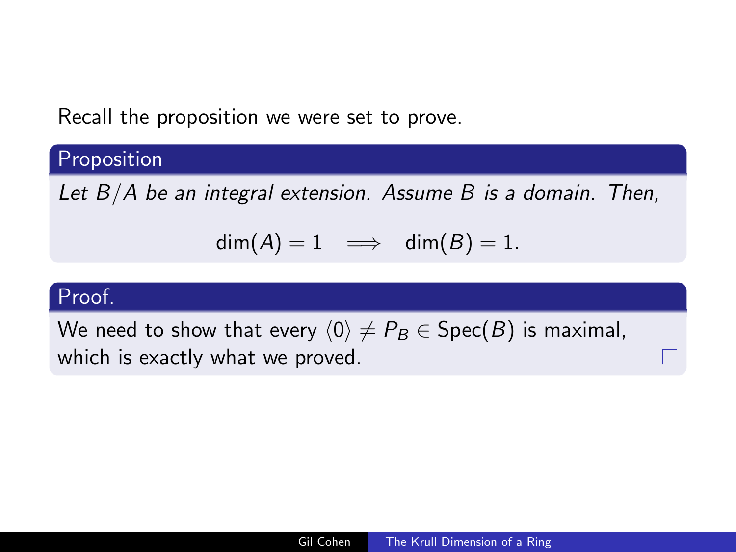Recall the proposition we were set to prove.

**Proposition**

*Let $B/A$ be an integral extension. Assume $B$ is a domain. Then,*

$$\dim(A) = 1 \implies \dim(B) = 1.$$

**Proof.**

We need to show that every $\langle 0 \rangle \neq P_B \in \text{Spec}(B)$ is maximal, which is exactly what we proved. □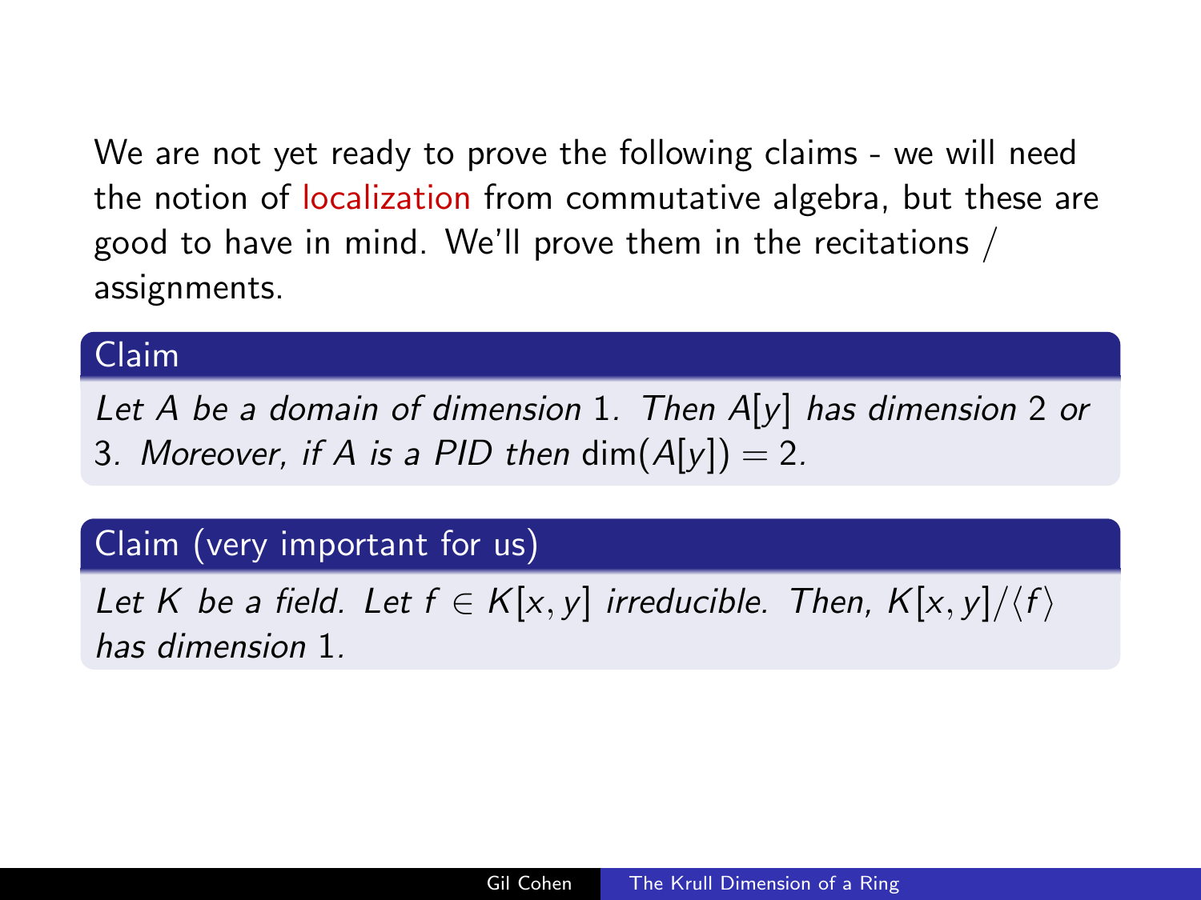We are not yet ready to prove the following claims - we will need the notion of localization from commutative algebra, but these are good to have in mind. We'll prove them in the recitations / assignments.

### Claim

*Let $A$ be a domain of dimension $1$. Then $A[y]$ has dimension $2$ or $3$. Moreover, if $A$ is a PID then $\dim(A[y]) = 2$.*

### Claim (very important for us)

*Let $K$ be a field. Let $f \in K[x, y]$ irreducible. Then, $K[x, y]/\langle f \rangle$ has dimension $1$.*